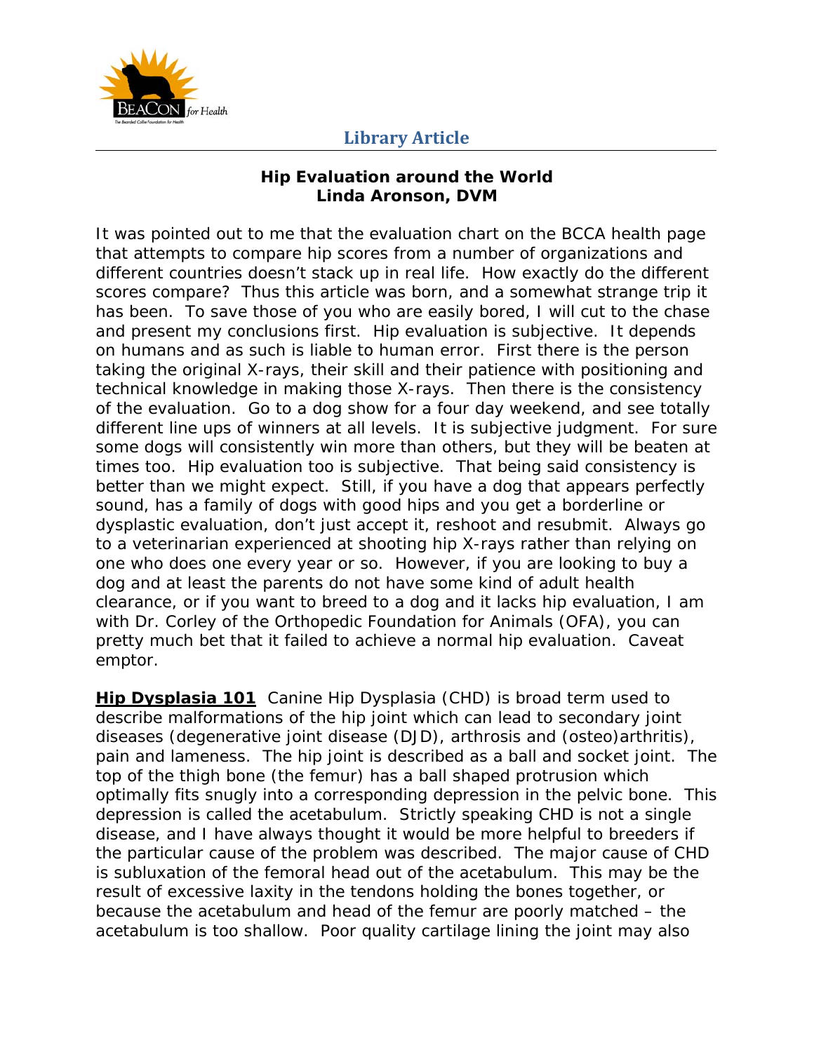Library Article

## Hip Evaluation around the World
### Linda Aronson, DVM

It was pointed out to me that the evaluation chart on the BCCA health page that attempts to compare hip scores from a number of organizations and different countries doesn't stack up in real life. How exactly do the different scores compare? Thus this article was born, and a somewhat strange trip it has been. To save those of you who are easily bored, I will cut to the chase and present my conclusions first. Hip evaluation is subjective. It depends on humans and as such is liable to human error. First there is the person taking the original X-rays, their skill and their patience with positioning and technical knowledge in making those X-rays. Then there is the consistency of the evaluation. Go to a dog show for a four day weekend, and see totally different line ups of winners at all levels. It is subjective judgment. For sure some dogs will consistently win more than others, but they will be beaten at times too. Hip evaluation too is subjective. That being said consistency is better than we might expect. Still, if you have a dog that appears perfectly sound, has a family of dogs with good hips and you get a borderline or dysplastic evaluation, don't just accept it, reshoot and resubmit. Always go to a veterinarian experienced at shooting hip X-rays rather than relying on one who does one every year or so. However, if you are looking to buy a dog and at least the parents do not have some kind of adult health clearance, or if you want to breed to a dog and it lacks hip evaluation, I am with Dr. Corley of the Orthopedic Foundation for Animals (OFA), you can pretty much bet that it failed to achieve a normal hip evaluation. Caveat emptor.

**Hip Dysplasia 101** Canine Hip Dysplasia (CHD) is broad term used to describe malformations of the hip joint which can lead to secondary joint diseases (degenerative joint disease (DJD), arthrosis and (osteo)arthritis), pain and lameness. The hip joint is described as a ball and socket joint. The top of the thigh bone (the femur) has a ball shaped protrusion which optimally fits snugly into a corresponding depression in the pelvic bone. This depression is called the acetabulum. Strictly speaking CHD is not a single disease, and I have always thought it would be more helpful to breeders if the particular cause of the problem was described. The major cause of CHD is subluxation of the femoral head out of the acetabulum. This may be the result of excessive laxity in the tendons holding the bones together, or because the acetabulum and head of the femur are poorly matched – the acetabulum is too shallow. Poor quality cartilage lining the joint may also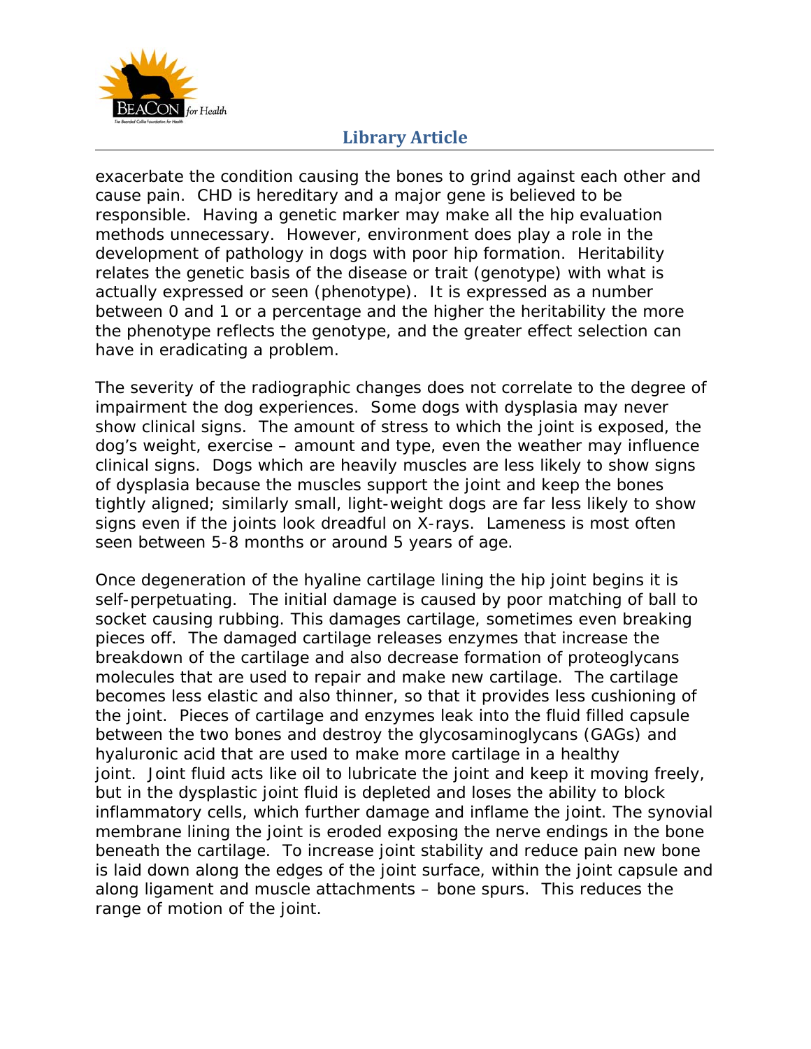exacerbate the condition causing the bones to grind against each other and cause pain. CHD is hereditary and a major gene is believed to be responsible. Having a genetic marker may make all the hip evaluation methods unnecessary. However, environment does play a role in the development of pathology in dogs with poor hip formation. Heritability relates the genetic basis of the disease or trait (genotype) with what is actually expressed or seen (phenotype). It is expressed as a number between 0 and 1 or a percentage and the higher the heritability the more the phenotype reflects the genotype, and the greater effect selection can have in eradicating a problem.

The severity of the radiographic changes does not correlate to the degree of impairment the dog experiences. Some dogs with dysplasia may never show clinical signs. The amount of stress to which the joint is exposed, the dog's weight, exercise – amount and type, even the weather may influence clinical signs. Dogs which are heavily muscles are less likely to show signs of dysplasia because the muscles support the joint and keep the bones tightly aligned; similarly small, light-weight dogs are far less likely to show signs even if the joints look dreadful on X-rays. Lameness is most often seen between 5-8 months or around 5 years of age.

Once degeneration of the hyaline cartilage lining the hip joint begins it is self-perpetuating. The initial damage is caused by poor matching of ball to socket causing rubbing. This damages cartilage, sometimes even breaking pieces off. The damaged cartilage releases enzymes that increase the breakdown of the cartilage and also decrease formation of proteoglycans molecules that are used to repair and make new cartilage. The cartilage becomes less elastic and also thinner, so that it provides less cushioning of the joint. Pieces of cartilage and enzymes leak into the fluid filled capsule between the two bones and destroy the glycosaminoglycans (GAGs) and hyaluronic acid that are used to make more cartilage in a healthy joint. Joint fluid acts like oil to lubricate the joint and keep it moving freely, but in the dysplastic joint fluid is depleted and loses the ability to block inflammatory cells, which further damage and inflame the joint. The synovial membrane lining the joint is eroded exposing the nerve endings in the bone beneath the cartilage. To increase joint stability and reduce pain new bone is laid down along the edges of the joint surface, within the joint capsule and along ligament and muscle attachments – bone spurs. This reduces the range of motion of the joint.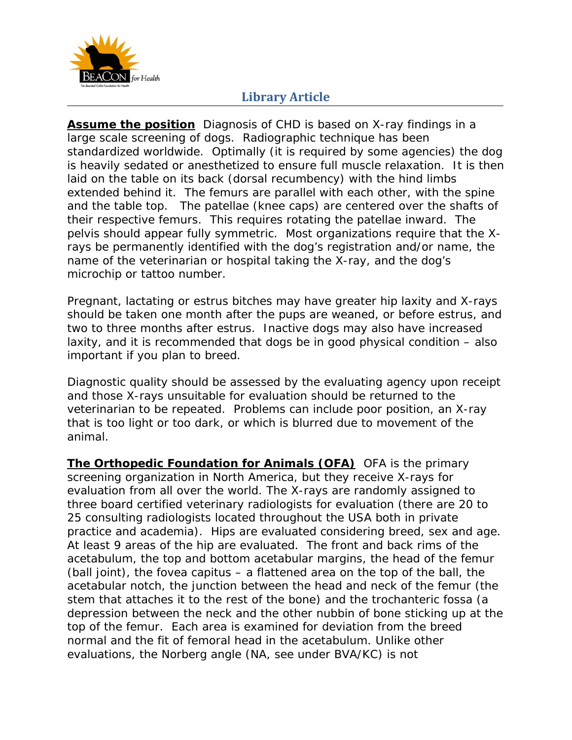**Assume the position** Diagnosis of CHD is based on X-ray findings in a large scale screening of dogs. Radiographic technique has been standardized worldwide. Optimally (it is required by some agencies) the dog is heavily sedated or anesthetized to ensure full muscle relaxation. It is then laid on the table on its back (dorsal recumbency) with the hind limbs extended behind it. The femurs are parallel with each other, with the spine and the table top. The patellae (knee caps) are centered over the shafts of their respective femurs. This requires rotating the patellae inward. The pelvis should appear fully symmetric. Most organizations require that the X-rays be permanently identified with the dog's registration and/or name, the name of the veterinarian or hospital taking the X-ray, and the dog's microchip or tattoo number.

Pregnant, lactating or estrus bitches may have greater hip laxity and X-rays should be taken one month after the pups are weaned, or before estrus, and two to three months after estrus. Inactive dogs may also have increased laxity, and it is recommended that dogs be in good physical condition – also important if you plan to breed.

Diagnostic quality should be assessed by the evaluating agency upon receipt and those X-rays unsuitable for evaluation should be returned to the veterinarian to be repeated. Problems can include poor position, an X-ray that is too light or too dark, or which is blurred due to movement of the animal.

**The Orthopedic Foundation for Animals (OFA)** OFA is the primary screening organization in North America, but they receive X-rays for evaluation from all over the world. The X-rays are randomly assigned to three board certified veterinary radiologists for evaluation (there are 20 to 25 consulting radiologists located throughout the USA both in private practice and academia). Hips are evaluated considering breed, sex and age. At least 9 areas of the hip are evaluated. The front and back rims of the acetabulum, the top and bottom acetabular margins, the head of the femur (ball joint), the fovea capitus – a flattened area on the top of the ball, the acetabular notch, the junction between the head and neck of the femur (the stem that attaches it to the rest of the bone) and the trochanteric fossa (a depression between the neck and the other nubbin of bone sticking up at the top of the femur. Each area is examined for deviation from the breed normal and the fit of femoral head in the acetabulum. Unlike other evaluations, the Norberg angle (NA, see under BVA/KC) is not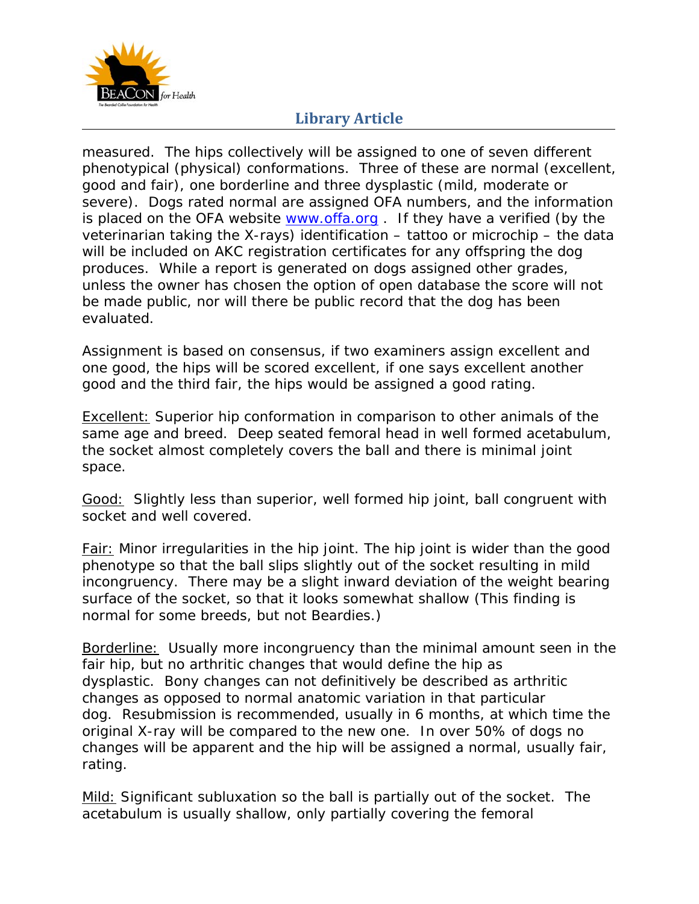measured. The hips collectively will be assigned to one of seven different phenotypical (physical) conformations. Three of these are normal (excellent, good and fair), one borderline and three dysplastic (mild, moderate or severe). Dogs rated normal are assigned OFA numbers, and the information is placed on the OFA website [www.offa.org](http://www.offa.org) . If they have a verified (by the veterinarian taking the X-rays) identification – tattoo or microchip – the data will be included on AKC registration certificates for any offspring the dog produces. While a report is generated on dogs assigned other grades, unless the owner has chosen the option of open database the score will not be made public, nor will there be public record that the dog has been evaluated.

Assignment is based on consensus, if two examiners assign excellent and one good, the hips will be scored excellent, if one says excellent another good and the third fair, the hips would be assigned a good rating.

<u>Excellent:</u> Superior hip conformation in comparison to other animals of the same age and breed. Deep seated femoral head in well formed acetabulum, the socket almost completely covers the ball and there is minimal joint space.

<u>Good:</u> Slightly less than superior, well formed hip joint, ball congruent with socket and well covered.

<u>Fair:</u> Minor irregularities in the hip joint. The hip joint is wider than the good phenotype so that the ball slips slightly out of the socket resulting in mild incongruency. There may be a slight inward deviation of the weight bearing surface of the socket, so that it looks somewhat shallow (This finding is normal for some breeds, but not Beardies.)

<u>Borderline:</u> Usually more incongruency than the minimal amount seen in the fair hip, but no arthritic changes that would define the hip as dysplastic. Bony changes can not definitively be described as arthritic changes as opposed to normal anatomic variation in that particular dog. Resubmission is recommended, usually in 6 months, at which time the original X-ray will be compared to the new one. In over 50% of dogs no changes will be apparent and the hip will be assigned a normal, usually fair, rating.

<u>Mild:</u> Significant subluxation so the ball is partially out of the socket. The acetabulum is usually shallow, only partially covering the femoral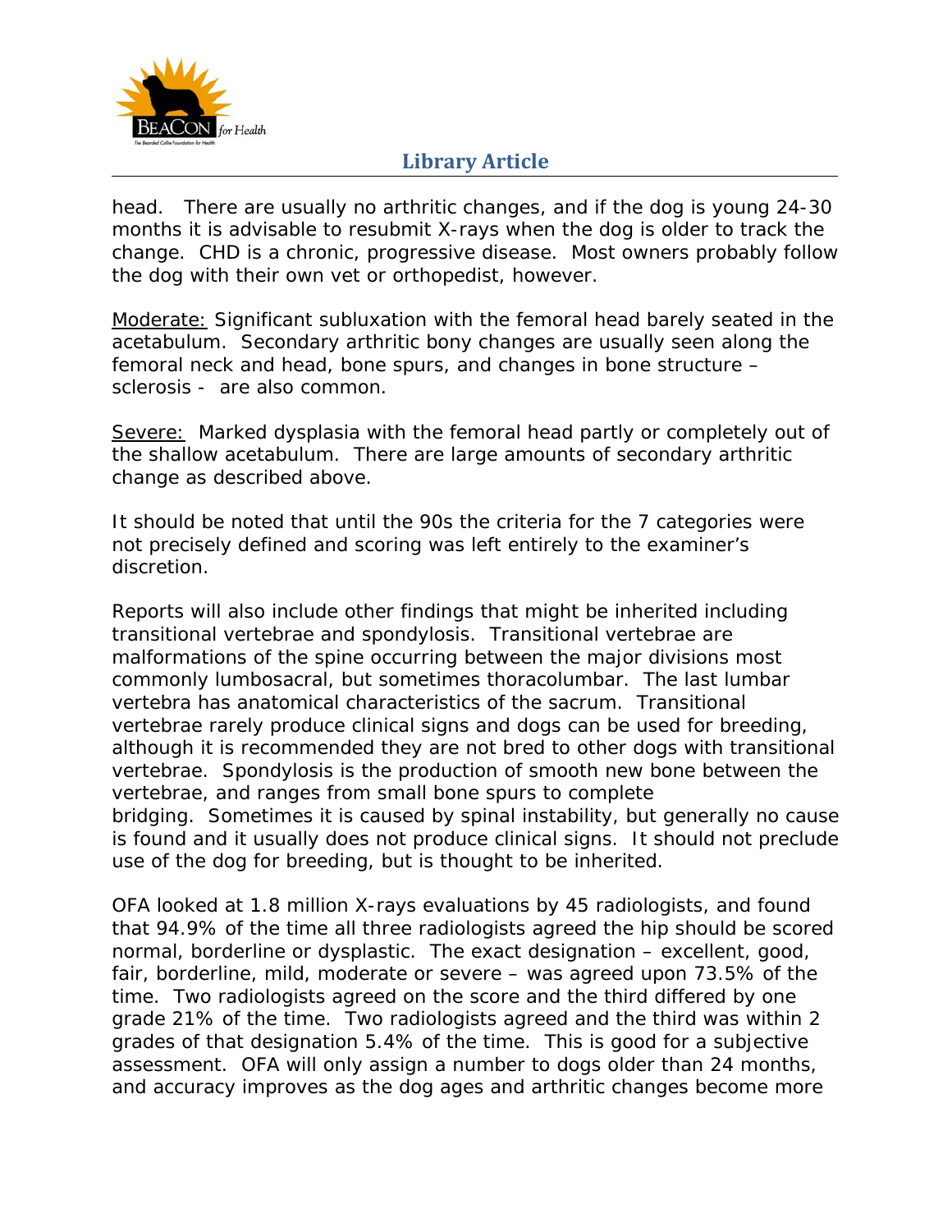head. There are usually no arthritic changes, and if the dog is young 24-30 months it is advisable to resubmit X-rays when the dog is older to track the change. CHD is a chronic, progressive disease. Most owners probably follow the dog with their own vet or orthopedist, however.

<u>Moderate:</u> Significant subluxation with the femoral head barely seated in the acetabulum. Secondary arthritic bony changes are usually seen along the femoral neck and head, bone spurs, and changes in bone structure – sclerosis - are also common.

<u>Severe:</u> Marked dysplasia with the femoral head partly or completely out of the shallow acetabulum. There are large amounts of secondary arthritic change as described above.

It should be noted that until the 90s the criteria for the 7 categories were not precisely defined and scoring was left entirely to the examiner's discretion.

Reports will also include other findings that might be inherited including transitional vertebrae and spondylosis. Transitional vertebrae are malformations of the spine occurring between the major divisions most commonly lumbosacral, but sometimes thoracolumbar. The last lumbar vertebra has anatomical characteristics of the sacrum. Transitional vertebrae rarely produce clinical signs and dogs can be used for breeding, although it is recommended they are not bred to other dogs with transitional vertebrae. Spondylosis is the production of smooth new bone between the vertebrae, and ranges from small bone spurs to complete bridging. Sometimes it is caused by spinal instability, but generally no cause is found and it usually does not produce clinical signs. It should not preclude use of the dog for breeding, but is thought to be inherited.

OFA looked at 1.8 million X-rays evaluations by 45 radiologists, and found that 94.9% of the time all three radiologists agreed the hip should be scored normal, borderline or dysplastic. The exact designation – excellent, good, fair, borderline, mild, moderate or severe – was agreed upon 73.5% of the time. Two radiologists agreed on the score and the third differed by one grade 21% of the time. Two radiologists agreed and the third was within 2 grades of that designation 5.4% of the time. This is good for a subjective assessment. OFA will only assign a number to dogs older than 24 months, and accuracy improves as the dog ages and arthritic changes become more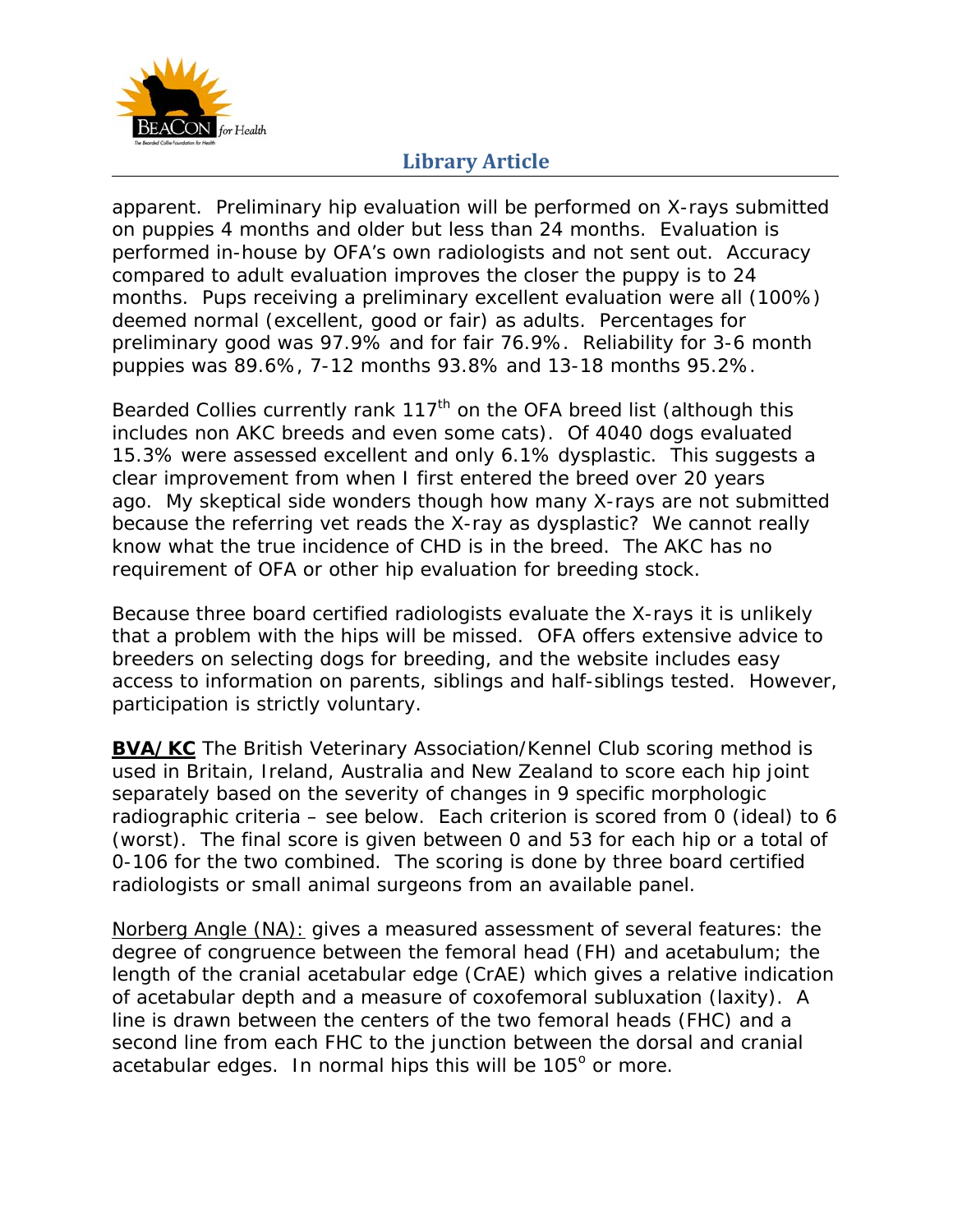apparent. Preliminary hip evaluation will be performed on X-rays submitted on puppies 4 months and older but less than 24 months. Evaluation is performed in-house by OFA's own radiologists and not sent out. Accuracy compared to adult evaluation improves the closer the puppy is to 24 months. Pups receiving a preliminary excellent evaluation were all (100%) deemed normal (excellent, good or fair) as adults. Percentages for preliminary good was 97.9% and for fair 76.9%. Reliability for 3-6 month puppies was 89.6%, 7-12 months 93.8% and 13-18 months 95.2%.

Bearded Collies currently rank 117th on the OFA breed list (although this includes non AKC breeds and even some cats). Of 4040 dogs evaluated 15.3% were assessed excellent and only 6.1% dysplastic. This suggests a clear improvement from when I first entered the breed over 20 years ago. My skeptical side wonders though how many X-rays are not submitted because the referring vet reads the X-ray as dysplastic? We cannot really know what the true incidence of CHD is in the breed. The AKC has no requirement of OFA or other hip evaluation for breeding stock.

Because three board certified radiologists evaluate the X-rays it is unlikely that a problem with the hips will be missed. OFA offers extensive advice to breeders on selecting dogs for breeding, and the website includes easy access to information on parents, siblings and half-siblings tested. However, participation is strictly voluntary.

**BVA/KC** The British Veterinary Association/Kennel Club scoring method is used in Britain, Ireland, Australia and New Zealand to score each hip joint separately based on the severity of changes in 9 specific morphologic radiographic criteria – see below. Each criterion is scored from 0 (ideal) to 6 (worst). The final score is given between 0 and 53 for each hip or a total of 0-106 for the two combined. The scoring is done by three board certified radiologists or small animal surgeons from an available panel.

Norberg Angle (NA): gives a measured assessment of several features: the degree of congruence between the femoral head (FH) and acetabulum; the length of the cranial acetabular edge (CrAE) which gives a relative indication of acetabular depth and a measure of coxofemoral subluxation (laxity). A line is drawn between the centers of the two femoral heads (FHC) and a second line from each FHC to the junction between the dorsal and cranial acetabular edges. In normal hips this will be 105$^{o}$ or more.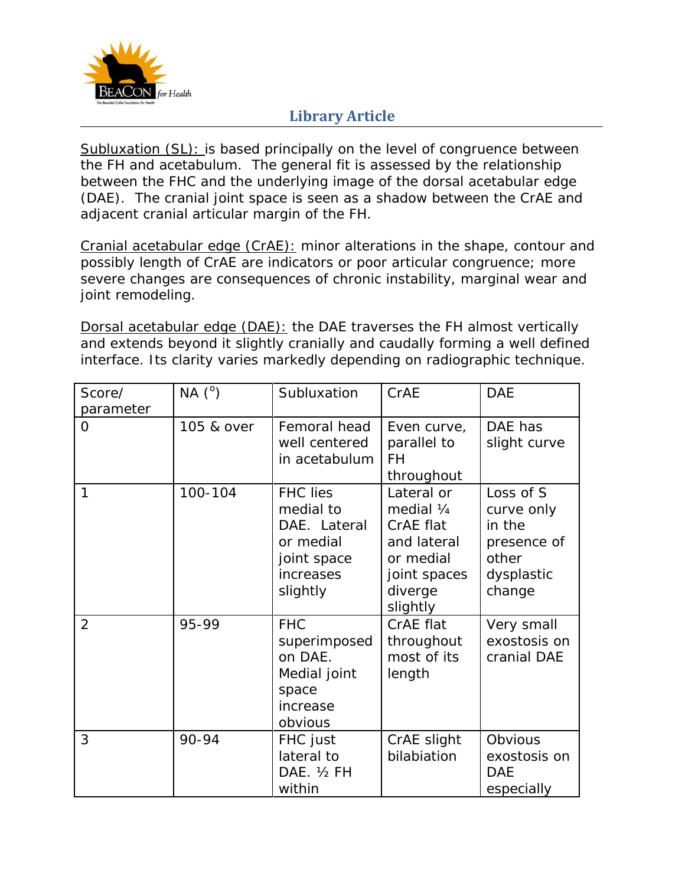Subluxation (SL): is based principally on the level of congruence between the FH and acetabulum. The general fit is assessed by the relationship between the FHC and the underlying image of the dorsal acetabular edge (DAE). The cranial joint space is seen as a shadow between the CrAE and adjacent cranial articular margin of the FH.

Cranial acetabular edge (CrAE): minor alterations in the shape, contour and possibly length of CrAE are indicators or poor articular congruence; more severe changes are consequences of chronic instability, marginal wear and joint remodeling.

Dorsal acetabular edge (DAE): the DAE traverses the FH almost vertically and extends beyond it slightly cranially and caudally forming a well defined interface. Its clarity varies markedly depending on radiographic technique.

| Score/ parameter | NA (°) | Subluxation | CrAE | DAE |
|---|---|---|---|---|
| 0 | 105 & over | Femoral head well centered in acetabulum | Even curve, parallel to FH throughout | DAE has slight curve |
| 1 | 100-104 | FHC lies medial to DAE. Lateral or medial joint space increases slightly | Lateral or medial ¼ CrAE flat and lateral or medial joint spaces diverge slightly | Loss of S curve only in the presence of other dysplastic change |
| 2 | 95-99 | FHC superimposed on DAE. Medial joint space increase obvious | CrAE flat throughout most of its length | Very small exostosis on cranial DAE |
| 3 | 90-94 | FHC just lateral to DAE. ½ FH within | CrAE slight bilabiation | Obvious exostosis on DAE especially |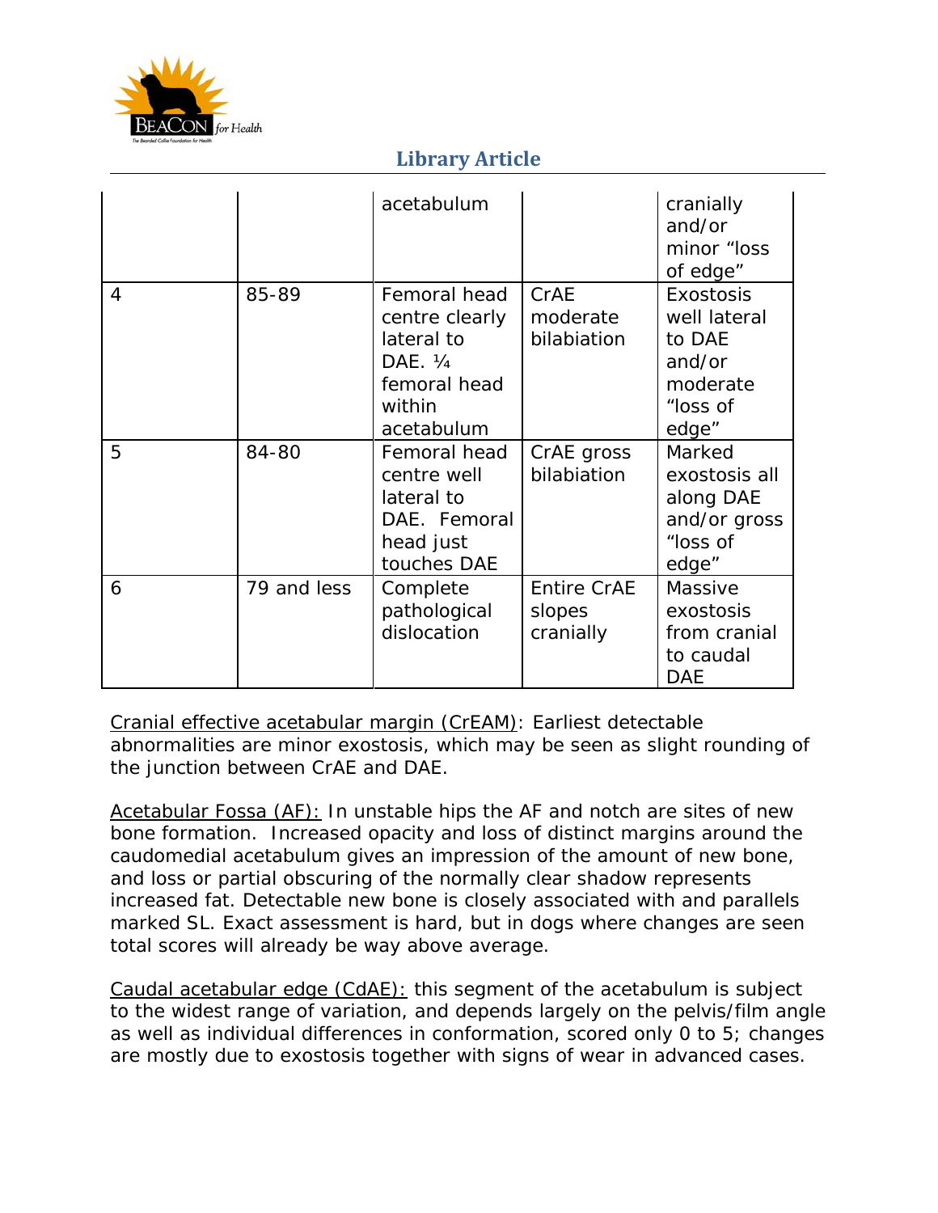| | | acetabulum | | cranially and/or minor “loss of edge” |
|---|---|---|---|---|
| 4 | 85-89 | Femoral head centre clearly lateral to DAE. ¼ femoral head within acetabulum | CrAE moderate bilabiation | Exostosis well lateral to DAE and/or moderate “loss of edge” |
| 5 | 84-80 | Femoral head centre well lateral to DAE. Femoral head just touches DAE | CrAE gross bilabiation | Marked exostosis all along DAE and/or gross “loss of edge” |
| 6 | 79 and less | Complete pathological dislocation | Entire CrAE slopes cranially | Massive exostosis from cranial to caudal DAE |

<u>Cranial effective acetabular margin (CrEAM)</u>: Earliest detectable abnormalities are minor exostosis, which may be seen as slight rounding of the junction between CrAE and DAE.

<u>Acetabular Fossa (AF):</u> In unstable hips the AF and notch are sites of new bone formation. Increased opacity and loss of distinct margins around the caudomedial acetabulum gives an impression of the amount of new bone, and loss or partial obscuring of the normally clear shadow represents increased fat. Detectable new bone is closely associated with and parallels marked SL. Exact assessment is hard, but in dogs where changes are seen total scores will already be way above average.

<u>Caudal acetabular edge (CdAE):</u> this segment of the acetabulum is subject to the widest range of variation, and depends largely on the pelvis/film angle as well as individual differences in conformation, scored only 0 to 5; changes are mostly due to exostosis together with signs of wear in advanced cases.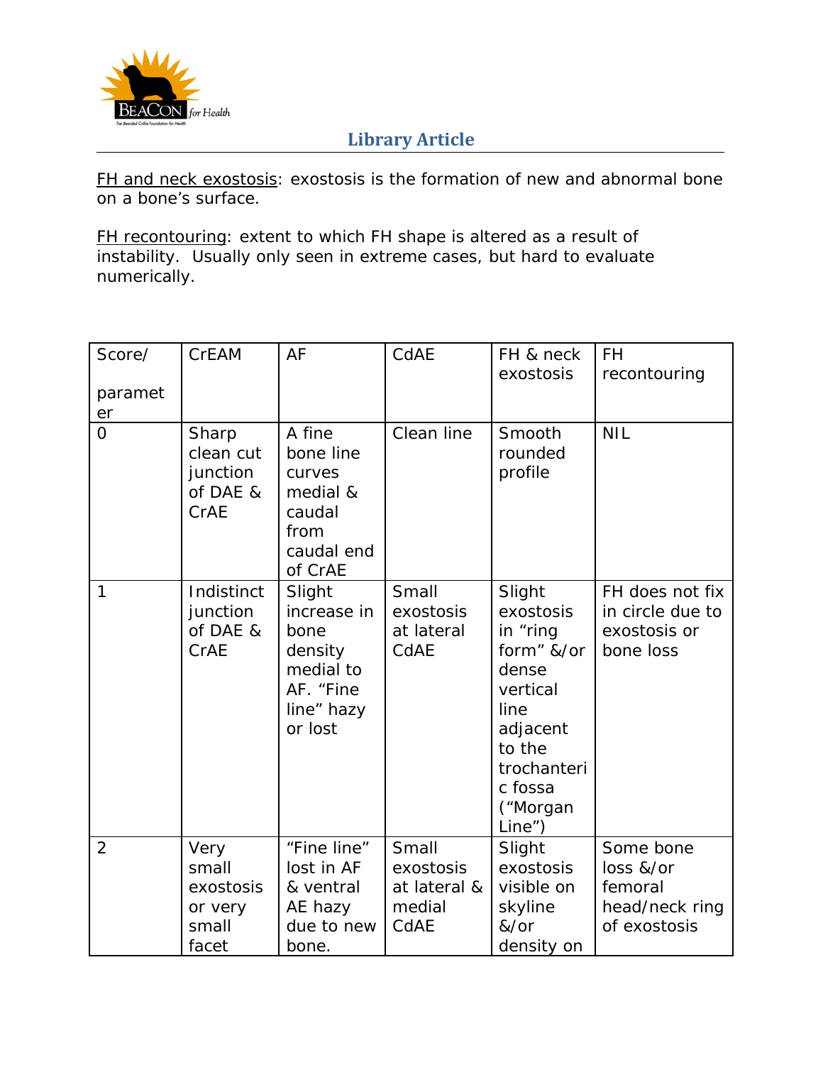FH and neck exostosis: exostosis is the formation of new and abnormal bone on a bone's surface.

FH recontouring: extent to which FH shape is altered as a result of instability. Usually only seen in extreme cases, but hard to evaluate numerically.

| Score/ parameter | CrEAM | AF | CdAE | FH & neck exostosis | FH recontouring |
|---|---|---|---|---|---|
| 0 | Sharp clean cut junction of DAE & CrAE | A fine bone line curves medial & caudal from caudal end of CrAE | Clean line | Smooth rounded profile | NIL |
| 1 | Indistinct junction of DAE & CrAE | Slight increase in bone density medial to AF. "Fine line" hazy or lost | Small exostosis at lateral CdAE | Slight exostosis in "ring form" &/or dense vertical line adjacent to the trochanteric fossa ("Morgan Line") | FH does not fix in circle due to exostosis or bone loss |
| 2 | Very small exostosis or very small facet | "Fine line" lost in AF & ventral AE hazy due to new bone. | Small exostosis at lateral & medial CdAE | Slight exostosis visible on skyline &/or density on | Some bone loss &/or femoral head/neck ring of exostosis |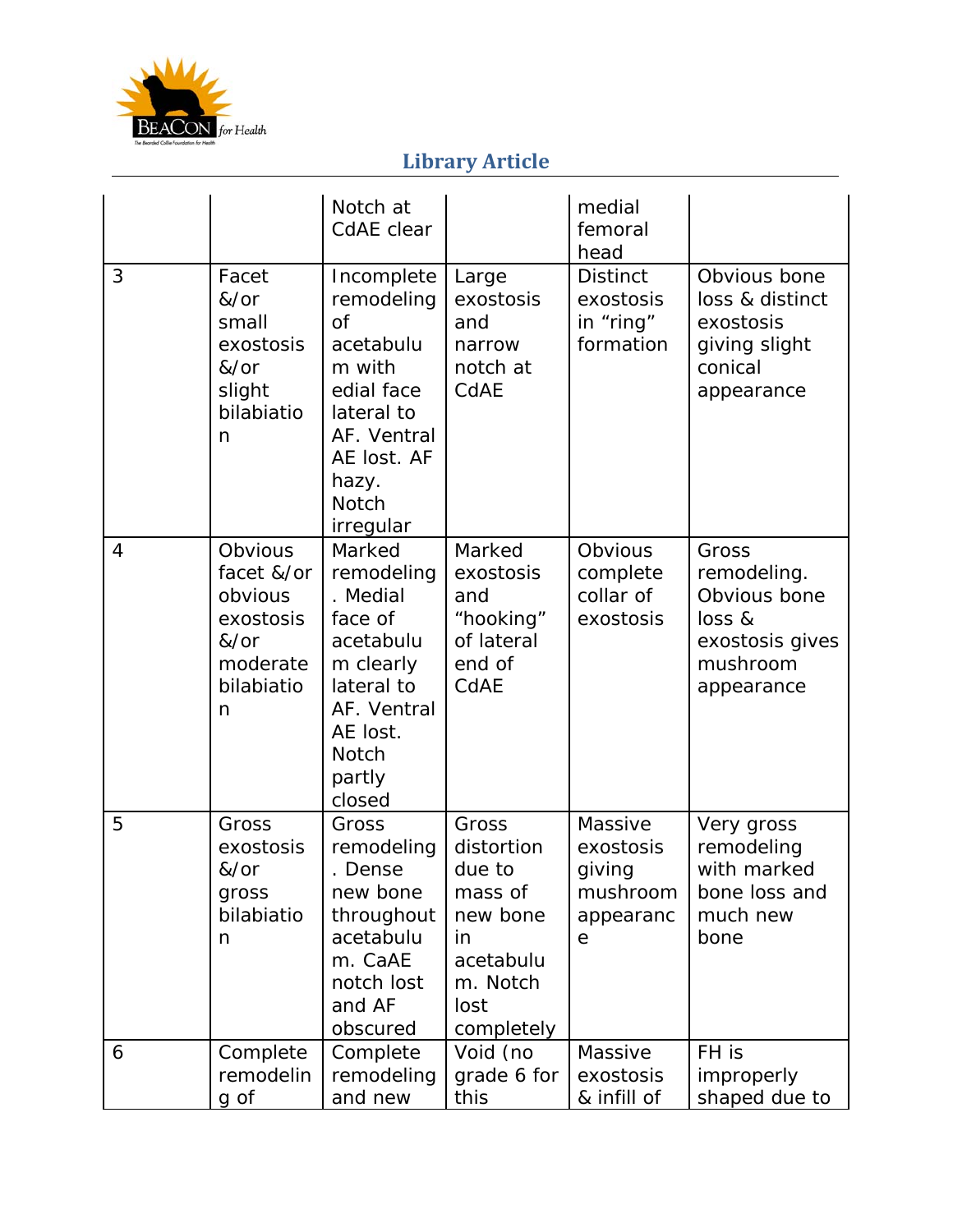| | | | | | |
|---|---|---|---|---|---|
| | | Notch at CdAE clear | | medial femoral head | |
| 3 | Facet &/or small exostosis &/or slight bilabiation | Incomplete remodeling of acetabulum with edial face lateral to AF. Ventral AE lost. AF hazy. Notch irregular | Large exostosis and narrow notch at CdAE | Distinct exostosis in "ring" formation | Obvious bone loss & distinct exostosis giving slight conical appearance |
| 4 | Obvious facet &/or obvious exostosis &/or moderate bilabiation | Marked remodeling. Medial face of acetabulum clearly lateral to AF. Ventral AE lost. Notch partly closed | Marked exostosis and "hooking" of lateral end of CdAE | Obvious complete collar of exostosis | Gross remodeling. Obvious bone loss & exostosis gives mushroom appearance |
| 5 | Gross exostosis &/or gross bilabiation | Gross remodeling. Dense new bone throughout acetabulum. CaAE notch lost and AF obscured | Gross distortion due to mass of new bone in acetabulum. Notch lost completely | Massive exostosis giving mushroom appearance | Very gross remodeling with marked bone loss and much new bone |
| 6 | Complete remodeling of | Complete remodeling and new | Void (no grade 6 for this | Massive exostosis & infill of | FH is improperly shaped due to |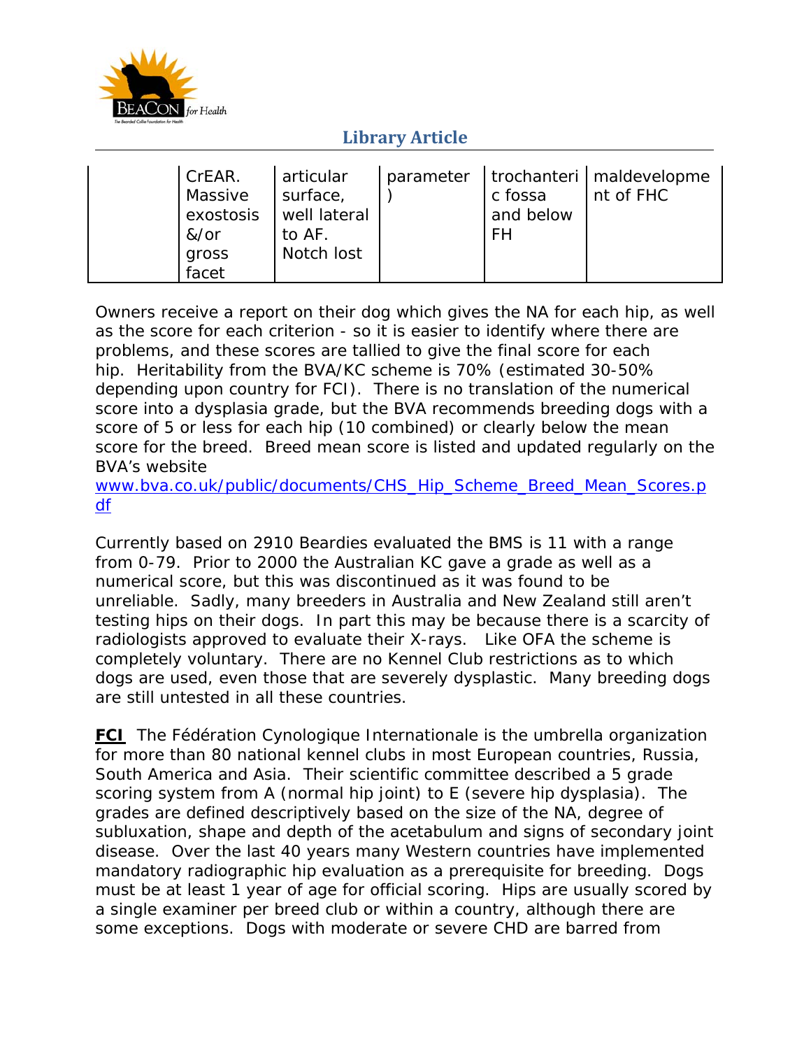|  | CrEAR. Massive exostosis &/or gross facet | articular surface, well lateral to AF. Notch lost | parameter) | trochanteric fossa and below FH | maldevelopment of FHC |
|---|---|---|---|---|---|

Owners receive a report on their dog which gives the NA for each hip, as well as the score for each criterion - so it is easier to identify where there are problems, and these scores are tallied to give the final score for each hip. Heritability from the BVA/KC scheme is 70% (estimated 30-50% depending upon country for FCI). There is no translation of the numerical score into a dysplasia grade, but the BVA recommends breeding dogs with a score of 5 or less for each hip (10 combined) or clearly below the mean score for the breed. Breed mean score is listed and updated regularly on the BVA's website [www.bva.co.uk/public/documents/CHS_Hip_Scheme_Breed_Mean_Scores.pdf](www.bva.co.uk/public/documents/CHS_Hip_Scheme_Breed_Mean_Scores.pdf)

Currently based on 2910 Beardies evaluated the BMS is 11 with a range from 0-79. Prior to 2000 the Australian KC gave a grade as well as a numerical score, but this was discontinued as it was found to be unreliable. Sadly, many breeders in Australia and New Zealand still aren't testing hips on their dogs. In part this may be because there is a scarcity of radiologists approved to evaluate their X-rays. Like OFA the scheme is completely voluntary. There are no Kennel Club restrictions as to which dogs are used, even those that are severely dysplastic. Many breeding dogs are still untested in all these countries.

**FCI** The Fédération Cynologique Internationale is the umbrella organization for more than 80 national kennel clubs in most European countries, Russia, South America and Asia. Their scientific committee described a 5 grade scoring system from A (normal hip joint) to E (severe hip dysplasia). The grades are defined descriptively based on the size of the NA, degree of subluxation, shape and depth of the acetabulum and signs of secondary joint disease. Over the last 40 years many Western countries have implemented mandatory radiographic hip evaluation as a prerequisite for breeding. Dogs must be at least 1 year of age for official scoring. Hips are usually scored by a single examiner per breed club or within a country, although there are some exceptions. Dogs with moderate or severe CHD are barred from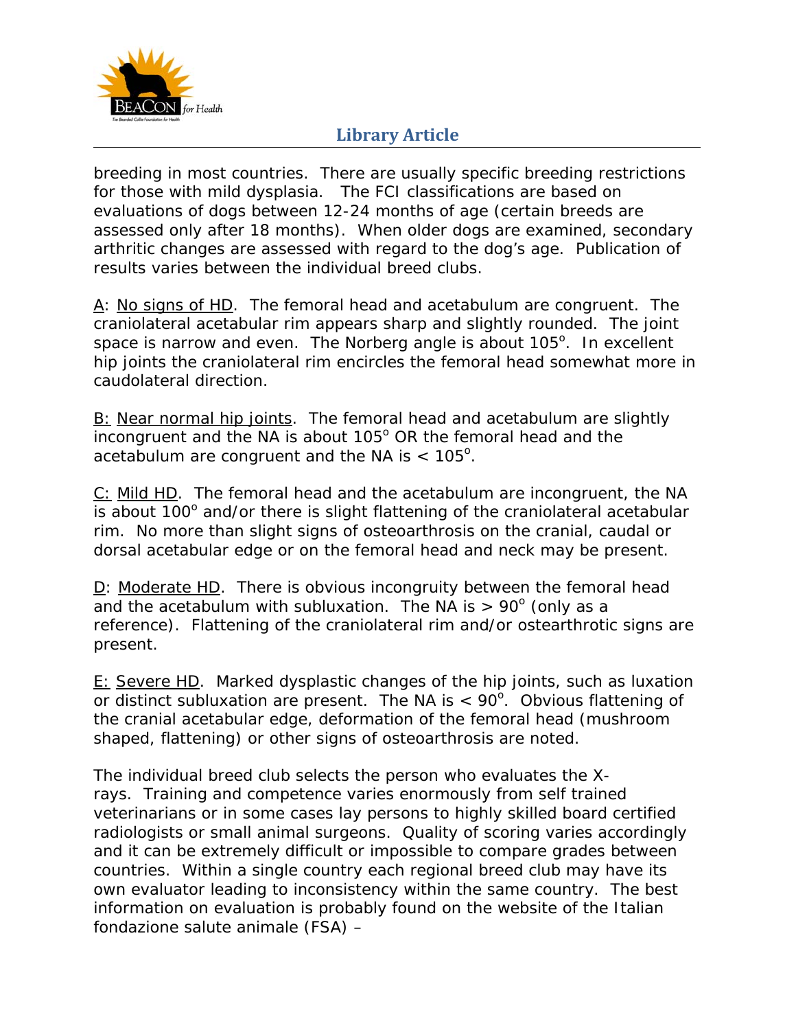breeding in most countries. There are usually specific breeding restrictions for those with mild dysplasia. The FCI classifications are based on evaluations of dogs between 12-24 months of age (certain breeds are assessed only after 18 months). When older dogs are examined, secondary arthritic changes are assessed with regard to the dog's age. Publication of results varies between the individual breed clubs.

<u>A</u>: <u>No signs of HD</u>. The femoral head and acetabulum are congruent. The craniolateral acetabular rim appears sharp and slightly rounded. The joint space is narrow and even. The Norberg angle is about 105°. In excellent hip joints the craniolateral rim encircles the femoral head somewhat more in caudolateral direction.

<u>B:</u> <u>Near normal hip joints</u>. The femoral head and acetabulum are slightly incongruent and the NA is about 105° OR the femoral head and the acetabulum are congruent and the NA is < 105°.

<u>C:</u> <u>Mild HD</u>. The femoral head and the acetabulum are incongruent, the NA is about 100° and/or there is slight flattening of the craniolateral acetabular rim. No more than slight signs of osteoarthrosis on the cranial, caudal or dorsal acetabular edge or on the femoral head and neck may be present.

<u>D</u>: <u>Moderate HD</u>. There is obvious incongruity between the femoral head and the acetabulum with subluxation. The NA is > 90° (only as a reference). Flattening of the craniolateral rim and/or ostearthrotic signs are present.

<u>E:</u> <u>Severe HD</u>. Marked dysplastic changes of the hip joints, such as luxation or distinct subluxation are present. The NA is < 90°. Obvious flattening of the cranial acetabular edge, deformation of the femoral head (mushroom shaped, flattening) or other signs of osteoarthrosis are noted.

The individual breed club selects the person who evaluates the X-rays. Training and competence varies enormously from self trained veterinarians or in some cases lay persons to highly skilled board certified radiologists or small animal surgeons. Quality of scoring varies accordingly and it can be extremely difficult or impossible to compare grades between countries. Within a single country each regional breed club may have its own evaluator leading to inconsistency within the same country. The best information on evaluation is probably found on the website of the Italian fondazione salute animale (FSA) –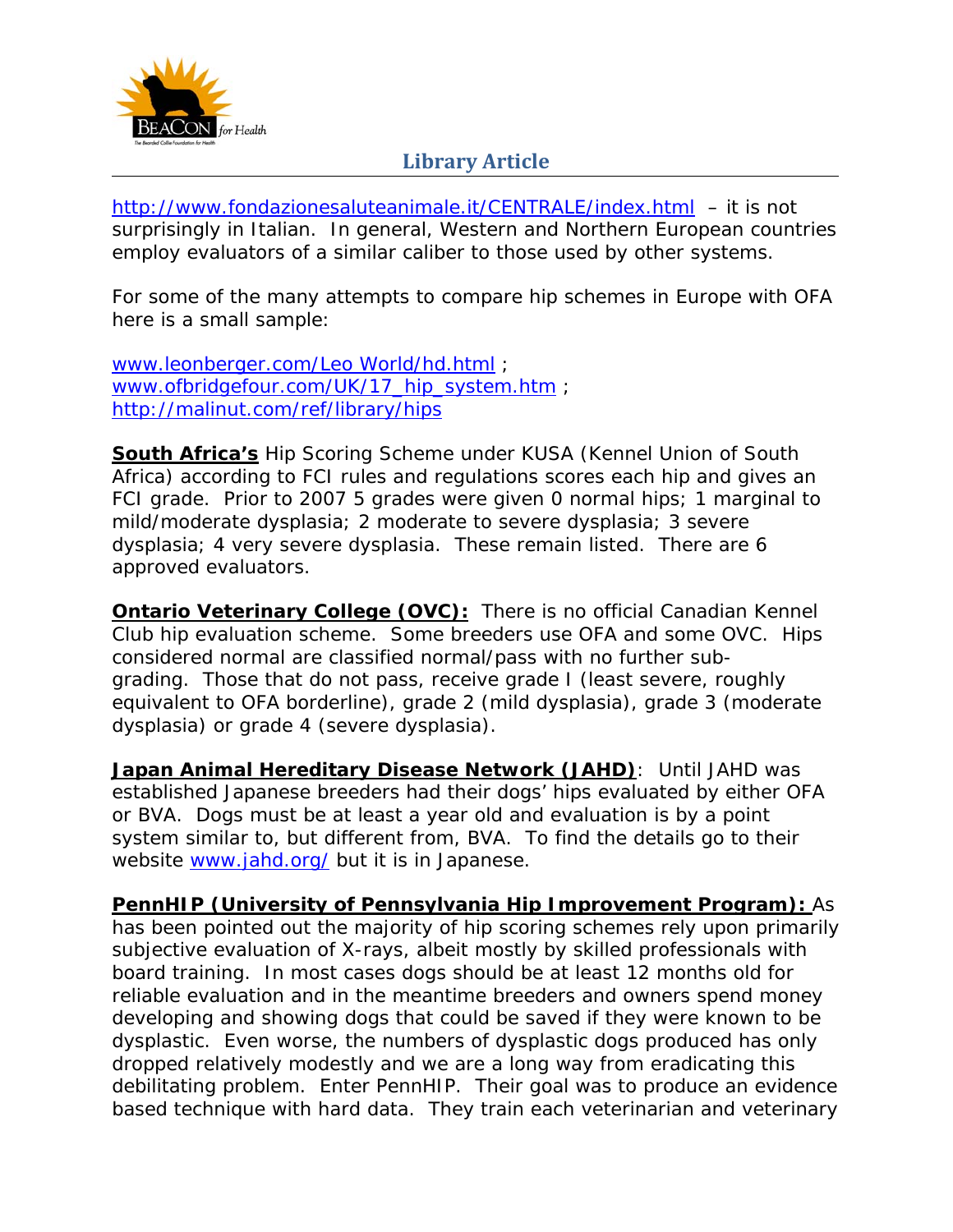http://www.fondazionesaluteanimale.it/CENTRALE/index.html – it is not surprisingly in Italian. In general, Western and Northern European countries employ evaluators of a similar caliber to those used by other systems.

For some of the many attempts to compare hip schemes in Europe with OFA here is a small sample:

www.leonberger.com/Leo World/hd.html ;
www.ofbridgefour.com/UK/17_hip_system.htm ;
http://malinut.com/ref/library/hips

**South Africa's** Hip Scoring Scheme under KUSA (Kennel Union of South Africa) according to FCI rules and regulations scores each hip and gives an FCI grade. Prior to 2007 5 grades were given 0 normal hips; 1 marginal to mild/moderate dysplasia; 2 moderate to severe dysplasia; 3 severe dysplasia; 4 very severe dysplasia. These remain listed. There are 6 approved evaluators.

**Ontario Veterinary College (OVC):** There is no official Canadian Kennel Club hip evaluation scheme. Some breeders use OFA and some OVC. Hips considered normal are classified normal/pass with no further sub-grading. Those that do not pass, receive grade I (least severe, roughly equivalent to OFA borderline), grade 2 (mild dysplasia), grade 3 (moderate dysplasia) or grade 4 (severe dysplasia).

**Japan Animal Hereditary Disease Network (JAHD)**: Until JAHD was established Japanese breeders had their dogs' hips evaluated by either OFA or BVA. Dogs must be at least a year old and evaluation is by a point system similar to, but different from, BVA. To find the details go to their website www.jahd.org/ but it is in Japanese.

**PennHIP (University of Pennsylvania Hip Improvement Program):** As has been pointed out the majority of hip scoring schemes rely upon primarily subjective evaluation of X-rays, albeit mostly by skilled professionals with board training. In most cases dogs should be at least 12 months old for reliable evaluation and in the meantime breeders and owners spend money developing and showing dogs that could be saved if they were known to be dysplastic. Even worse, the numbers of dysplastic dogs produced has only dropped relatively modestly and we are a long way from eradicating this debilitating problem. Enter PennHIP. Their goal was to produce an evidence based technique with hard data. They train each veterinarian and veterinary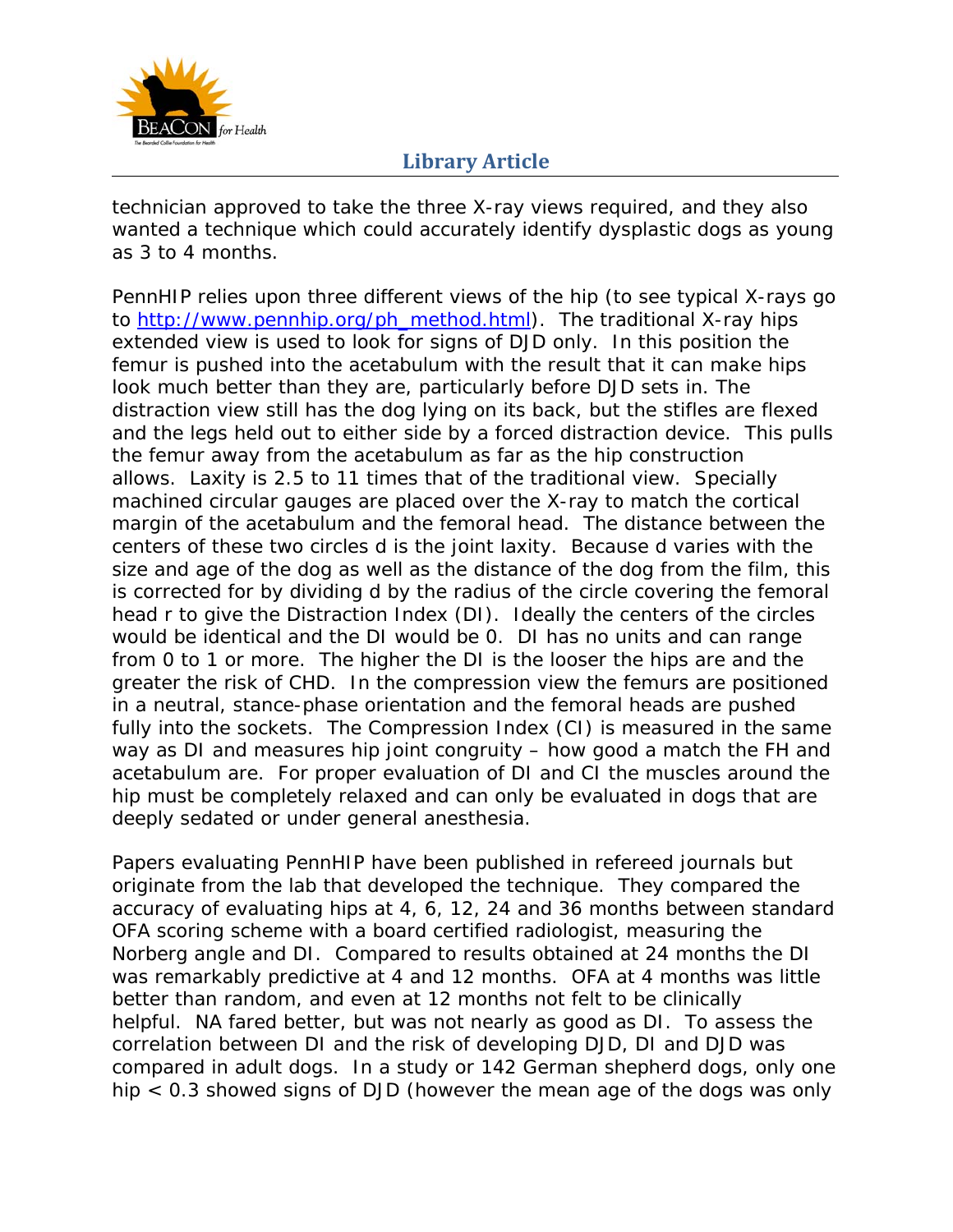technician approved to take the three X-ray views required, and they also wanted a technique which could accurately identify dysplastic dogs as young as 3 to 4 months.

PennHIP relies upon three different views of the hip (to see typical X-rays go to [http://www.pennhip.org/ph_method.html](http://www.pennhip.org/ph_method.html)). The traditional X-ray hips extended view is used to look for signs of DJD only. In this position the femur is pushed into the acetabulum with the result that it can make hips look much better than they are, particularly before DJD sets in. The distraction view still has the dog lying on its back, but the stifles are flexed and the legs held out to either side by a forced distraction device. This pulls the femur away from the acetabulum as far as the hip construction allows. Laxity is 2.5 to 11 times that of the traditional view. Specially machined circular gauges are placed over the X-ray to match the cortical margin of the acetabulum and the femoral head. The distance between the centers of these two circles d is the joint laxity. Because d varies with the size and age of the dog as well as the distance of the dog from the film, this is corrected for by dividing d by the radius of the circle covering the femoral head r to give the Distraction Index (DI). Ideally the centers of the circles would be identical and the DI would be 0. DI has no units and can range from 0 to 1 or more. The higher the DI is the looser the hips are and the greater the risk of CHD. In the compression view the femurs are positioned in a neutral, stance-phase orientation and the femoral heads are pushed fully into the sockets. The Compression Index (CI) is measured in the same way as DI and measures hip joint congruity – how good a match the FH and acetabulum are. For proper evaluation of DI and CI the muscles around the hip must be completely relaxed and can only be evaluated in dogs that are deeply sedated or under general anesthesia.

Papers evaluating PennHIP have been published in refereed journals but originate from the lab that developed the technique. They compared the accuracy of evaluating hips at 4, 6, 12, 24 and 36 months between standard OFA scoring scheme with a board certified radiologist, measuring the Norberg angle and DI. Compared to results obtained at 24 months the DI was remarkably predictive at 4 and 12 months. OFA at 4 months was little better than random, and even at 12 months not felt to be clinically helpful. NA fared better, but was not nearly as good as DI. To assess the correlation between DI and the risk of developing DJD, DI and DJD was compared in adult dogs. In a study or 142 German shepherd dogs, only one hip < 0.3 showed signs of DJD (however the mean age of the dogs was only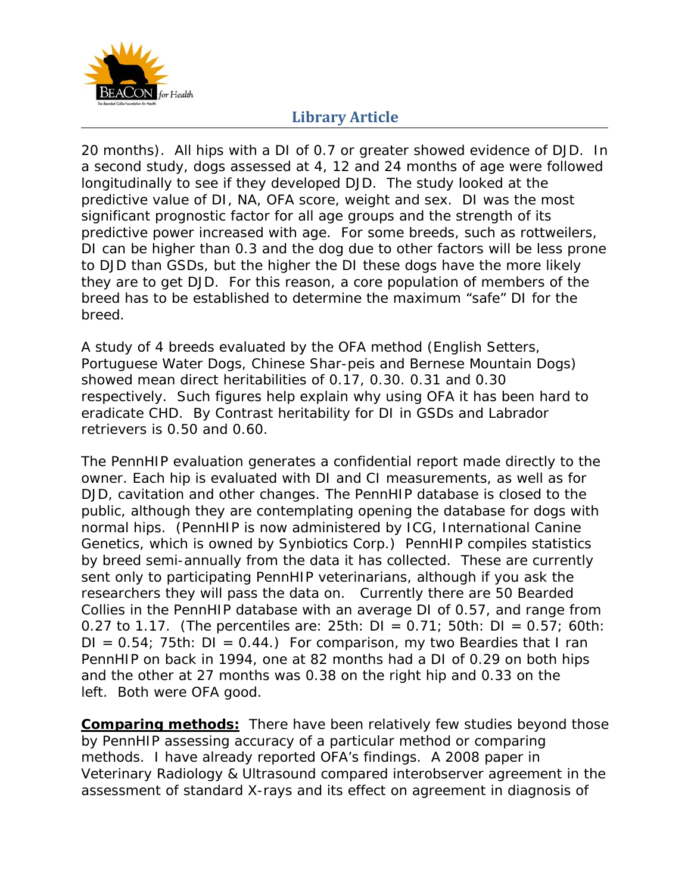20 months). All hips with a DI of 0.7 or greater showed evidence of DJD. In a second study, dogs assessed at 4, 12 and 24 months of age were followed longitudinally to see if they developed DJD. The study looked at the predictive value of DI, NA, OFA score, weight and sex. DI was the most significant prognostic factor for all age groups and the strength of its predictive power increased with age. For some breeds, such as rottweilers, DI can be higher than 0.3 and the dog due to other factors will be less prone to DJD than GSDs, but the higher the DI these dogs have the more likely they are to get DJD. For this reason, a core population of members of the breed has to be established to determine the maximum "safe" DI for the breed.

A study of 4 breeds evaluated by the OFA method (English Setters, Portuguese Water Dogs, Chinese Shar-peis and Bernese Mountain Dogs) showed mean direct heritabilities of 0.17, 0.30. 0.31 and 0.30 respectively. Such figures help explain why using OFA it has been hard to eradicate CHD. By Contrast heritability for DI in GSDs and Labrador retrievers is 0.50 and 0.60.

The PennHIP evaluation generates a confidential report made directly to the owner. Each hip is evaluated with DI and CI measurements, as well as for DJD, cavitation and other changes. The PennHIP database is closed to the public, although they are contemplating opening the database for dogs with normal hips. (PennHIP is now administered by ICG, International Canine Genetics, which is owned by Synbiotics Corp.) PennHIP compiles statistics by breed semi-annually from the data it has collected. These are currently sent only to participating PennHIP veterinarians, although if you ask the researchers they will pass the data on. Currently there are 50 Bearded Collies in the PennHIP database with an average DI of 0.57, and range from 0.27 to 1.17. (The percentiles are: 25th: DI = 0.71; 50th: DI = 0.57; 60th: DI = 0.54; 75th: DI = 0.44.) For comparison, my two Beardies that I ran PennHIP on back in 1994, one at 82 months had a DI of 0.29 on both hips and the other at 27 months was 0.38 on the right hip and 0.33 on the left. Both were OFA good.

**<u>Comparing methods:</u>** There have been relatively few studies beyond those by PennHIP assessing accuracy of a particular method or comparing methods. I have already reported OFA's findings. A 2008 paper in Veterinary Radiology & Ultrasound compared interobserver agreement in the assessment of standard X-rays and its effect on agreement in diagnosis of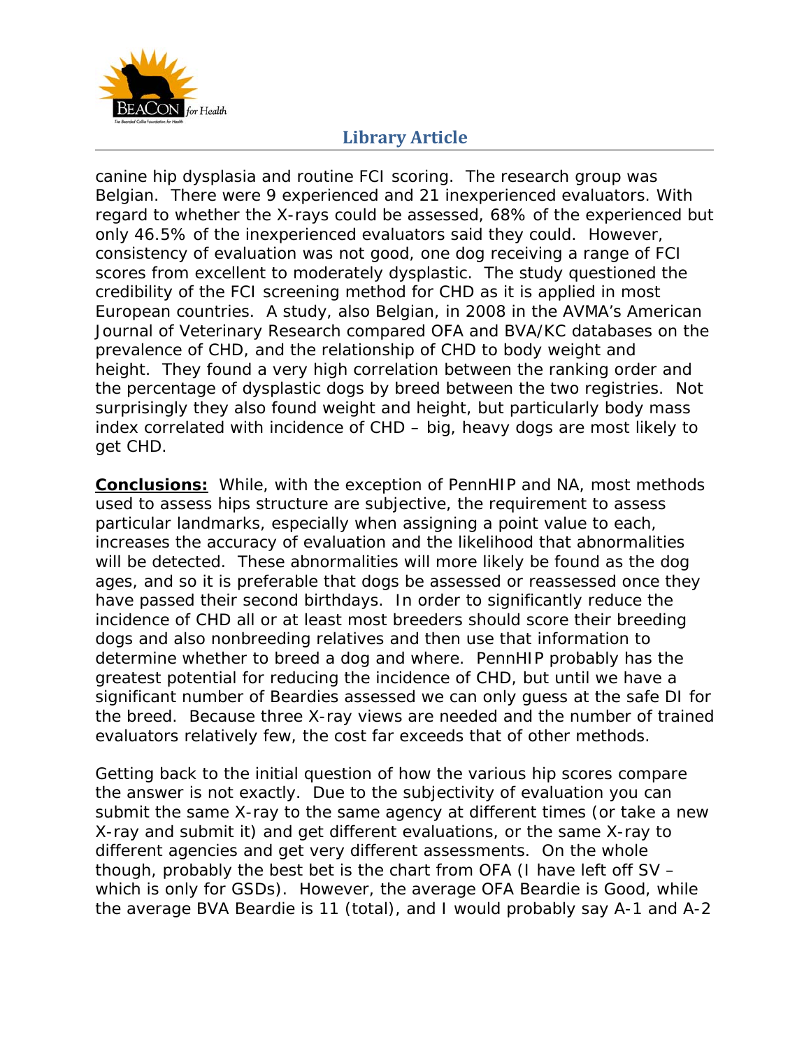canine hip dysplasia and routine FCI scoring. The research group was Belgian. There were 9 experienced and 21 inexperienced evaluators. With regard to whether the X-rays could be assessed, 68% of the experienced but only 46.5% of the inexperienced evaluators said they could. However, consistency of evaluation was not good, one dog receiving a range of FCI scores from excellent to moderately dysplastic. The study questioned the credibility of the FCI screening method for CHD as it is applied in most European countries. A study, also Belgian, in 2008 in the AVMA's American Journal of Veterinary Research compared OFA and BVA/KC databases on the prevalence of CHD, and the relationship of CHD to body weight and height. They found a very high correlation between the ranking order and the percentage of dysplastic dogs by breed between the two registries. Not surprisingly they also found weight and height, but particularly body mass index correlated with incidence of CHD – big, heavy dogs are most likely to get CHD.

**<u>Conclusions:</u>** While, with the exception of PennHIP and NA, most methods used to assess hips structure are subjective, the requirement to assess particular landmarks, especially when assigning a point value to each, increases the accuracy of evaluation and the likelihood that abnormalities will be detected. These abnormalities will more likely be found as the dog ages, and so it is preferable that dogs be assessed or reassessed once they have passed their second birthdays. In order to significantly reduce the incidence of CHD all or at least most breeders should score their breeding dogs and also nonbreeding relatives and then use that information to determine whether to breed a dog and where. PennHIP probably has the greatest potential for reducing the incidence of CHD, but until we have a significant number of Beardies assessed we can only guess at the safe DI for the breed. Because three X-ray views are needed and the number of trained evaluators relatively few, the cost far exceeds that of other methods.

Getting back to the initial question of how the various hip scores compare the answer is not exactly. Due to the subjectivity of evaluation you can submit the same X-ray to the same agency at different times (or take a new X-ray and submit it) and get different evaluations, or the same X-ray to different agencies and get very different assessments. On the whole though, probably the best bet is the chart from OFA (I have left off SV – which is only for GSDs). However, the average OFA Beardie is Good, while the average BVA Beardie is 11 (total), and I would probably say A-1 and A-2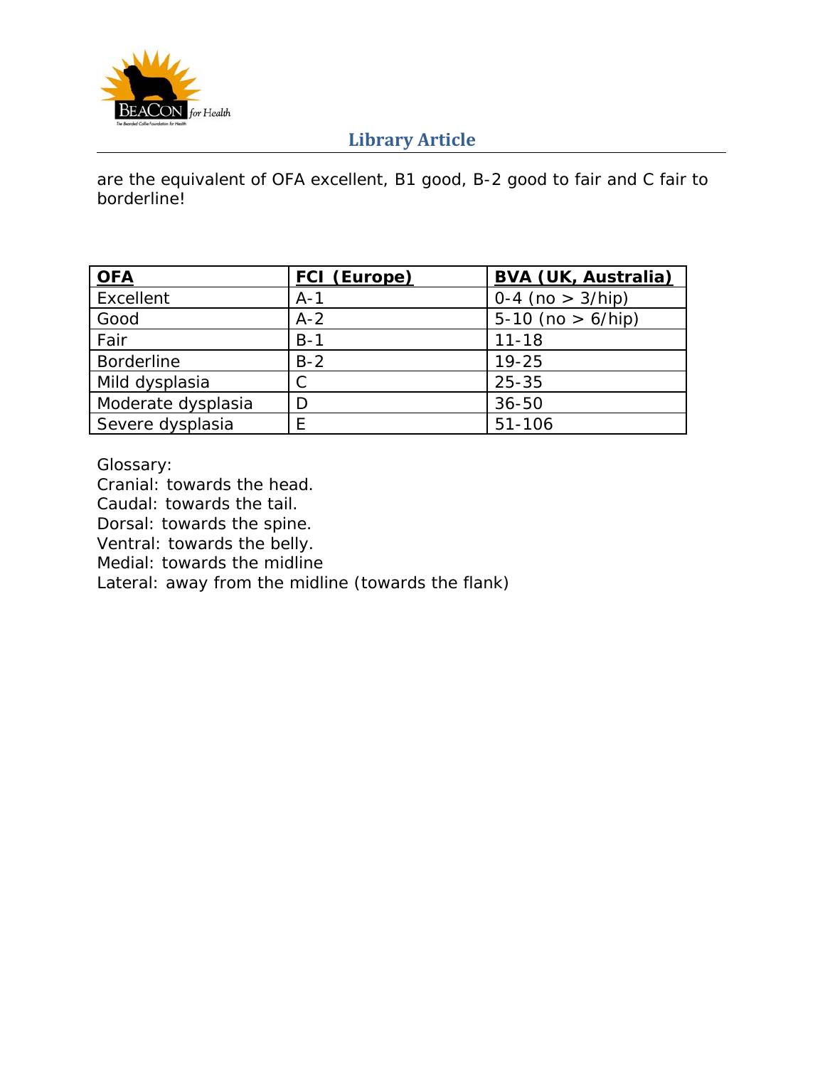are the equivalent of OFA excellent, B1 good, B-2 good to fair and C fair to borderline!

| OFA | FCI (Europe) | BVA (UK, Australia) |
|---|---|---|
| Excellent | A-1 | 0-4 (no > 3/hip) |
| Good | A-2 | 5-10 (no > 6/hip) |
| Fair | B-1 | 11-18 |
| Borderline | B-2 | 19-25 |
| Mild dysplasia | C | 25-35 |
| Moderate dysplasia | D | 36-50 |
| Severe dysplasia | E | 51-106 |

Glossary:
Cranial: towards the head.
Caudal: towards the tail.
Dorsal: towards the spine.
Ventral: towards the belly.
Medial: towards the midline
Lateral: away from the midline (towards the flank)